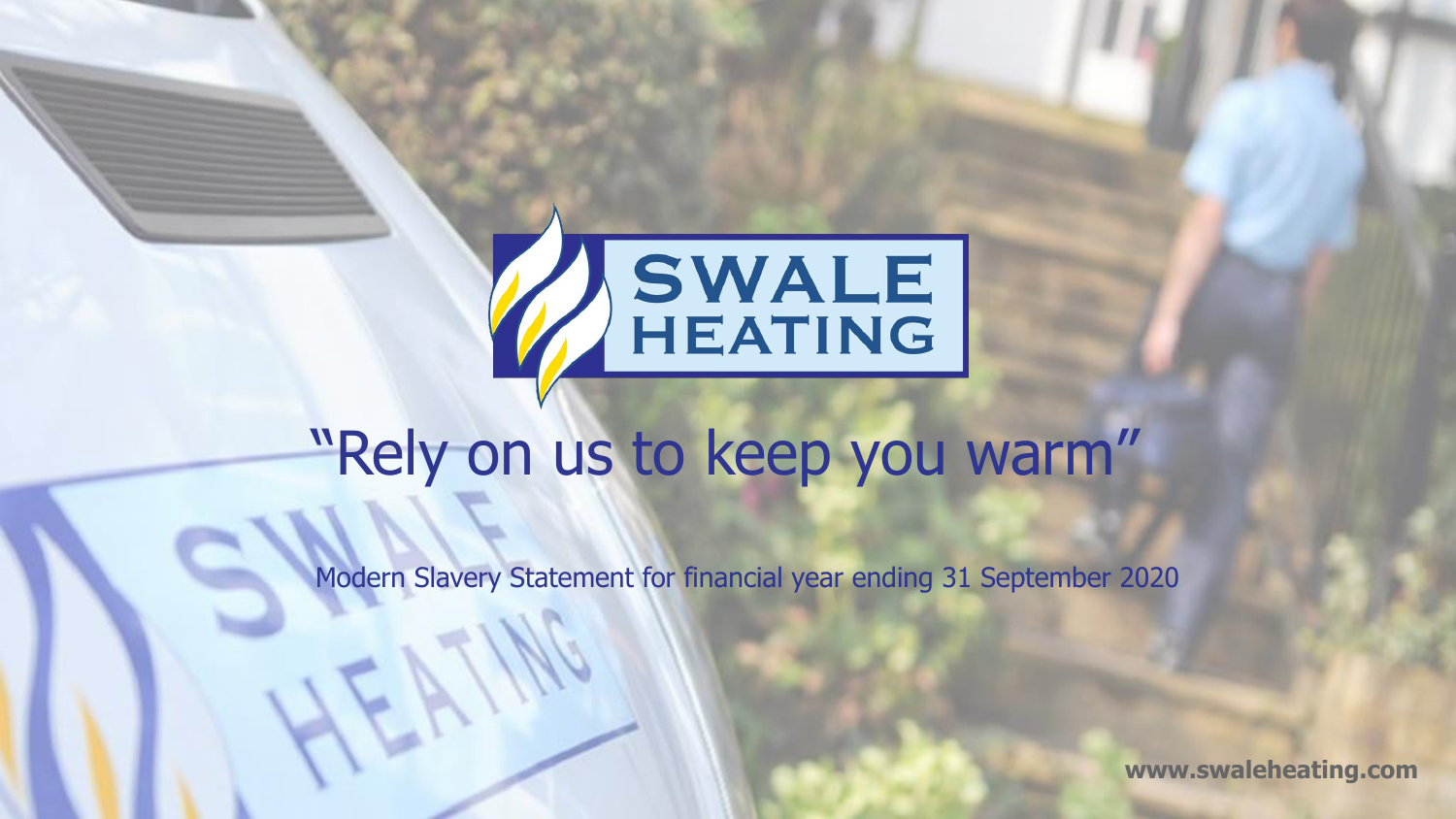# SWALE HEATING

## "Rely on us to keep you warm"

Modern Slavery Statement for financial year ending 31 September 2020

www.swaleheating.com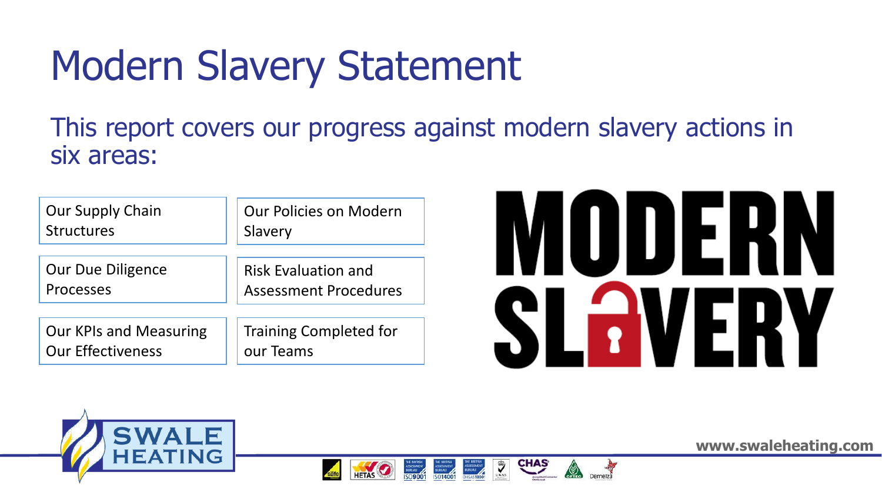# Modern Slavery Statement

This report covers our progress against modern slavery actions in six areas:

- Our Supply Chain Structures
- Our Policies on Modern Slavery
- Our Due Diligence Processes
- Risk Evaluation and Assessment Procedures
- Our KPIs and Measuring Our Effectiveness
- Training Completed for our Teams

MODERN SLAVERY

SWALE HEATING

www.swaleheating.com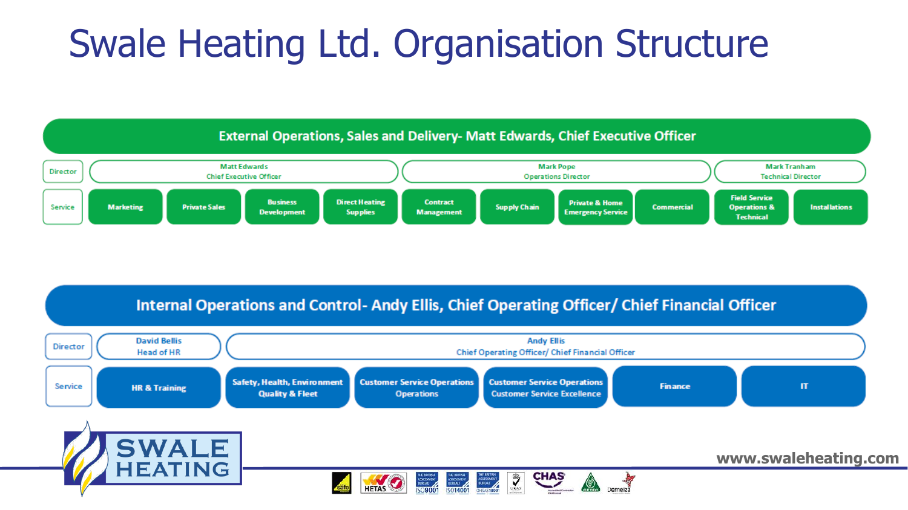# Swale Heating Ltd. Organisation Structure

## External Operations, Sales and Delivery- Matt Edwards, Chief Executive Officer

| Director | Matt Edwards<br>Chief Executive Officer | | | | Mark Pope<br>Operations Director | | | | Mark Tranham<br>Technical Director | |
|---|---|---|---|---|---|---|---|---|---|---|
| Service | Marketing | Private Sales | Business Development | Direct Heating Supplies | Contract Management | Supply Chain | Private & Home Emergency Service | Commercial | Field Service Operations & Technical | Installations |

## Internal Operations and Control- Andy Ellis, Chief Operating Officer/ Chief Financial Officer

| Director | David Bellis<br>Head of HR | Andy Ellis<br>Chief Operating Officer/ Chief Financial Officer | | | | |
|---|---|---|---|---|---|---|
| Service | HR & Training | Safety, Health, Environment Quality & Fleet | Customer Service Operations Operations | Customer Service Operations Customer Service Excellence | Finance | IT |

SWALE HEATING

www.swaleheating.com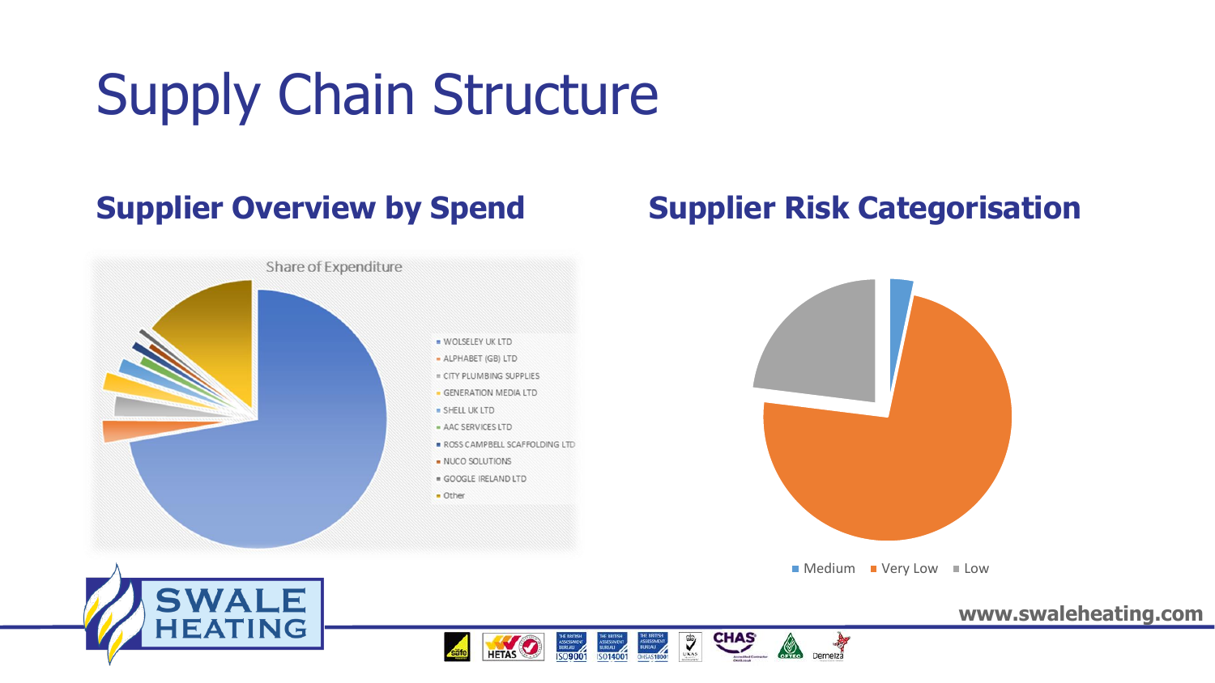# Supply Chain Structure

## Supplier Overview by Spend

Share of Expenditure

- WOLSELEY UK LTD
- ALPHABET (GB) LTD
- CITY PLUMBING SUPPLIES
- GENERATION MEDIA LTD
- SHELL UK LTD
- AAC SERVICES LTD
- ROSS CAMPBELL SCAFFOLDING LTD
- NUCO SOLUTIONS
- GOOGLE IRELAND LTD
- Other

## Supplier Risk Categorisation

- Medium
- Very Low
- Low

www.swaleheating.com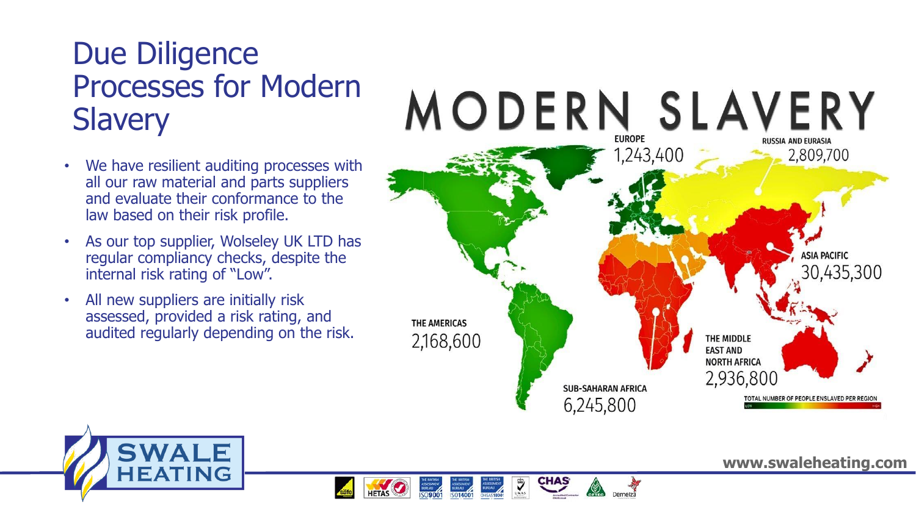# Due Diligence Processes for Modern Slavery

- We have resilient auditing processes with all our raw material and parts suppliers and evaluate their conformance to the law based on their risk profile.
- As our top supplier, Wolseley UK LTD has regular compliancy checks, despite the internal risk rating of "Low".
- All new suppliers are initially risk assessed, provided a risk rating, and audited regularly depending on the risk.

MODERN SLAVERY

EUROPE
1,243,400

RUSSIA AND EURASIA
2,809,700

ASIA PACIFIC
30,435,300

THE AMERICAS
2,168,600

THE MIDDLE EAST AND NORTH AFRICA
2,936,800

SUB-SAHARAN AFRICA
6,245,800

TOTAL NUMBER OF PEOPLE ENSLAVED PER REGION

LOW HIGH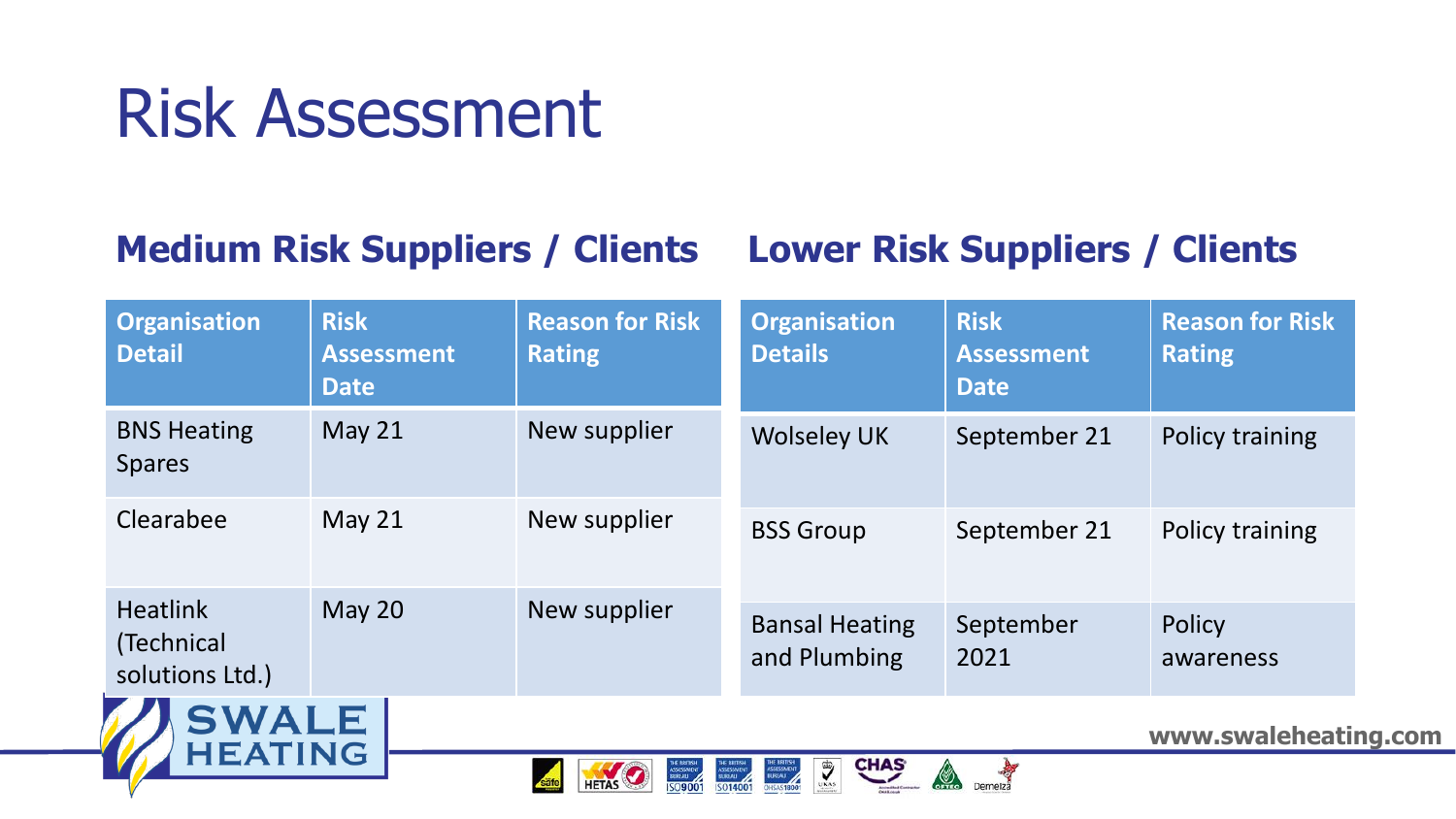# Risk Assessment

## Medium Risk Suppliers / Clients

| Organisation Detail | Risk Assessment Date | Reason for Risk Rating |
|---|---|---|
| BNS Heating Spares | May 21 | New supplier |
| Clearabee | May 21 | New supplier |
| Heatlink (Technical solutions Ltd.) | May 20 | New supplier |

## Lower Risk Suppliers / Clients

| Organisation Details | Risk Assessment Date | Reason for Risk Rating |
|---|---|---|
| Wolseley UK | September 21 | Policy training |
| BSS Group | September 21 | Policy training |
| Bansal Heating and Plumbing | September 2021 | Policy awareness |

www.swaleheating.com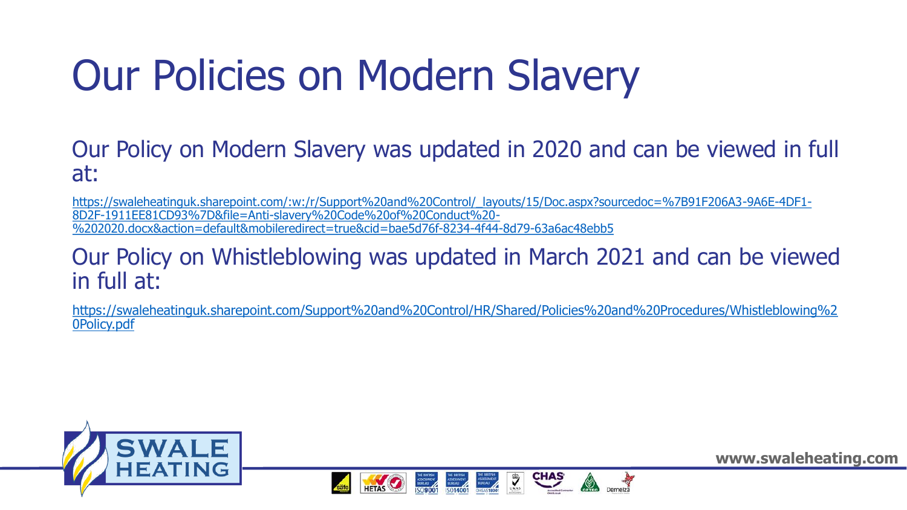# Our Policies on Modern Slavery

Our Policy on Modern Slavery was updated in 2020 and can be viewed in full at:

https://swaleheatinguk.sharepoint.com/:w:/r/Support%20and%20Control/_layouts/15/Doc.aspx?sourcedoc=%7B91F206A3-9A6E-4DF1-8D2F-1911EE81CD93%7D&file=Anti-slavery%20Code%20of%20Conduct%20-%202020.docx&action=default&mobileredirect=true&cid=bae5d76f-8234-4f44-8d79-63a6ac48ebb5

Our Policy on Whistleblowing was updated in March 2021 and can be viewed in full at:

https://swaleheatinguk.sharepoint.com/Support%20and%20Control/HR/Shared/Policies%20and%20Procedures/Whistleblowing%20Policy.pdf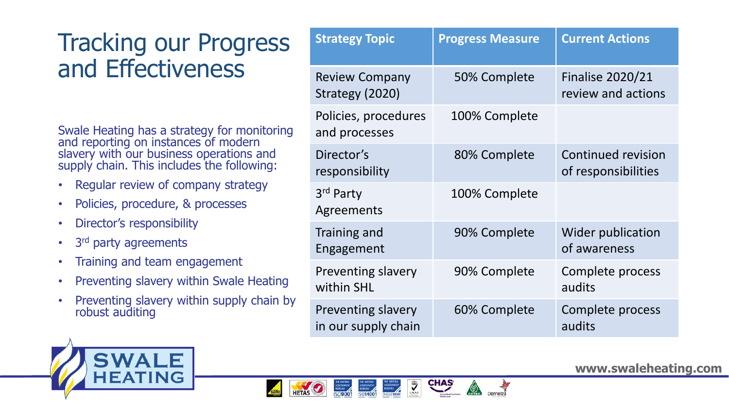# Tracking our Progress and Effectiveness

Swale Heating has a strategy for monitoring and reporting on instances of modern slavery with our business operations and supply chain. This includes the following:

- Regular review of company strategy
- Policies, procedure, & processes
- Director's responsibility
- 3rd party agreements
- Training and team engagement
- Preventing slavery within Swale Heating
- Preventing slavery within supply chain by robust auditing

| Strategy Topic | Progress Measure | Current Actions |
| --- | --- | --- |
| Review Company Strategy (2020) | 50% Complete | Finalise 2020/21 review and actions |
| Policies, procedures and processes | 100% Complete | |
| Director's responsibility | 80% Complete | Continued revision of responsibilities |
| 3rd Party Agreements | 100% Complete | |
| Training and Engagement | 90% Complete | Wider publication of awareness |
| Preventing slavery within SHL | 90% Complete | Complete process audits |
| Preventing slavery in our supply chain | 60% Complete | Complete process audits |

www.swaleheating.com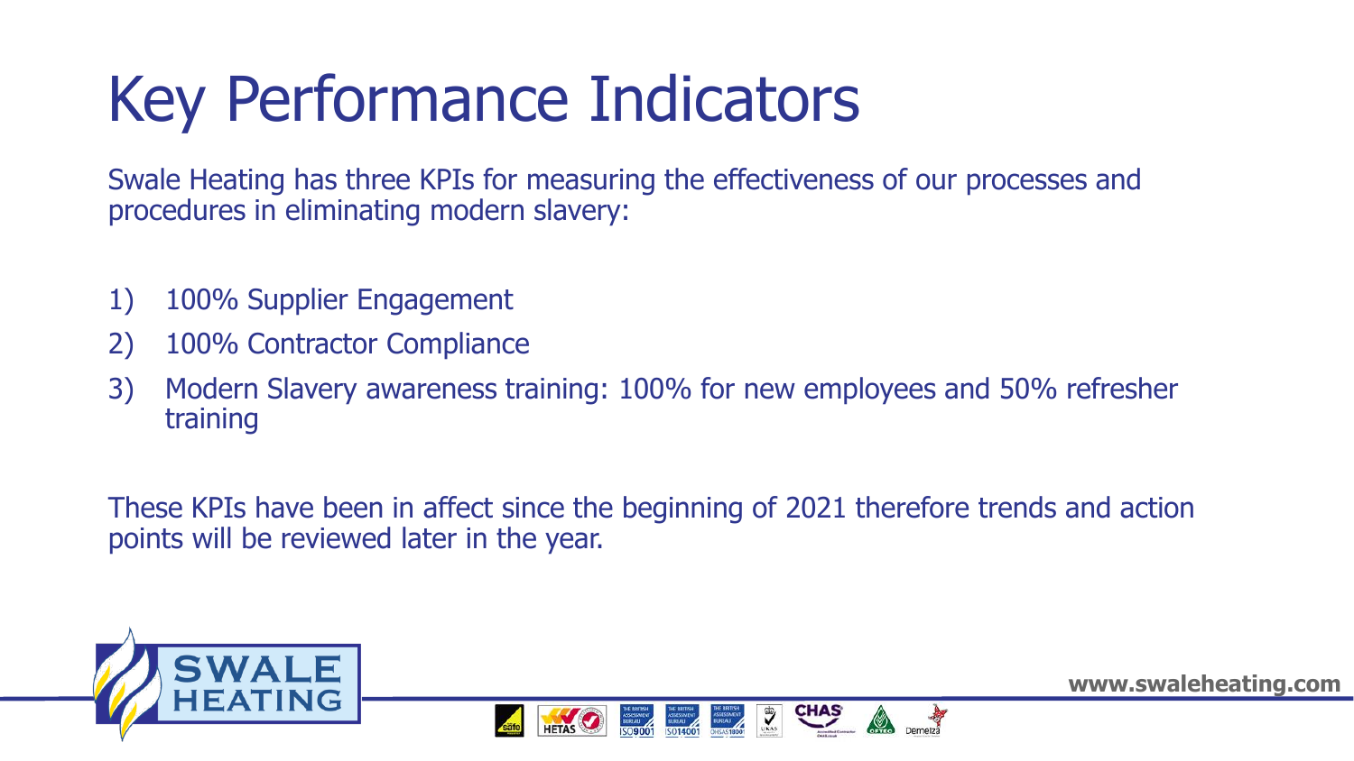# Key Performance Indicators

Swale Heating has three KPIs for measuring the effectiveness of our processes and procedures in eliminating modern slavery:

1) 100% Supplier Engagement
2) 100% Contractor Compliance
3) Modern Slavery awareness training: 100% for new employees and 50% refresher training

These KPIs have been in affect since the beginning of 2021 therefore trends and action points will be reviewed later in the year.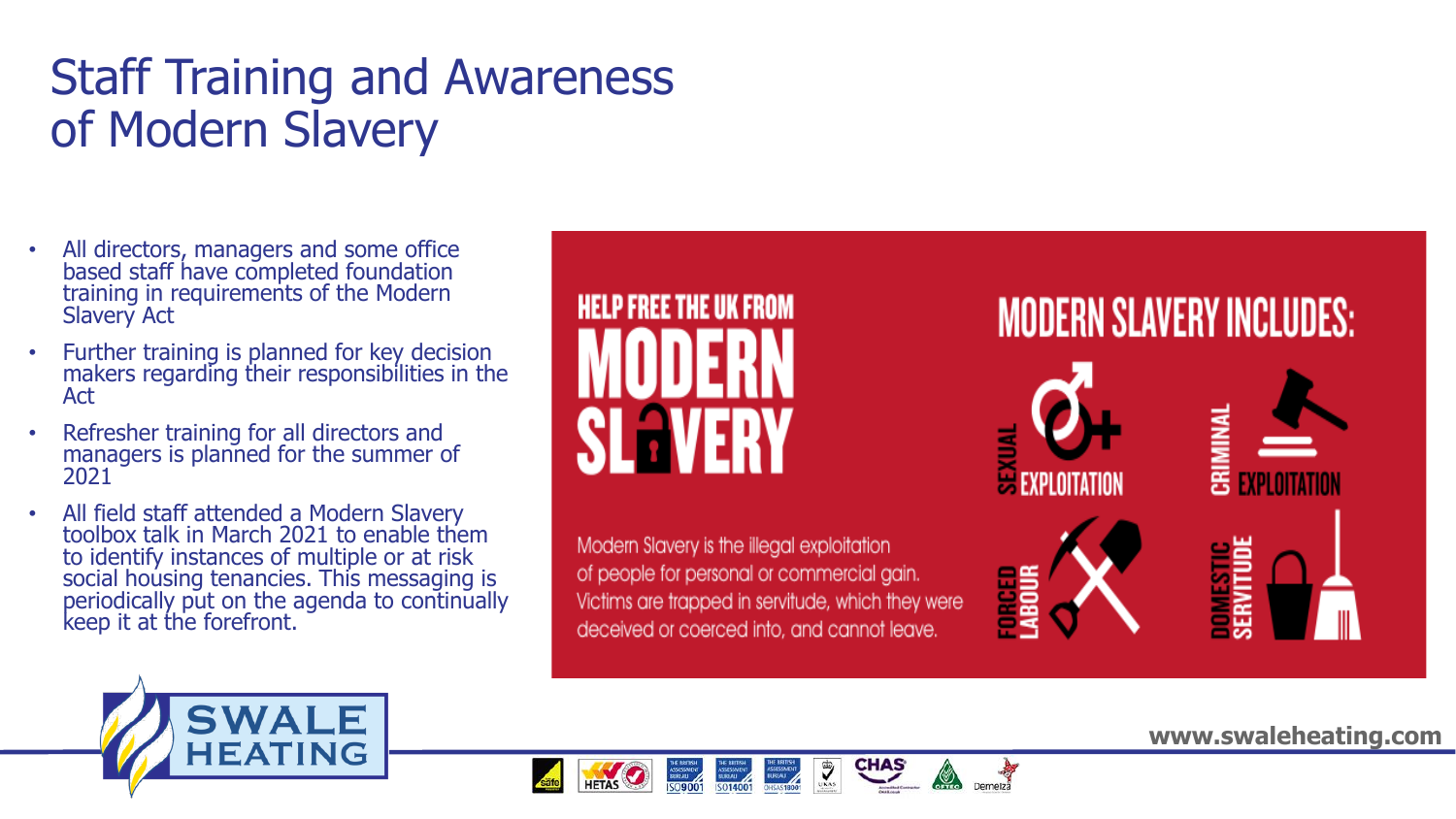# Staff Training and Awareness of Modern Slavery

- All directors, managers and some office based staff have completed foundation training in requirements of the Modern Slavery Act
- Further training is planned for key decision makers regarding their responsibilities in the Act
- Refresher training for all directors and managers is planned for the summer of 2021
- All field staff attended a Modern Slavery toolbox talk in March 2021 to enable them to identify instances of multiple or at risk social housing tenancies. This messaging is periodically put on the agenda to continually keep it at the forefront.

HELP FREE THE UK FROM MODERN SLAVERY

Modern Slavery is the illegal exploitation of people for personal or commercial gain. Victims are trapped in servitude, which they were deceived or coerced into, and cannot leave.

MODERN SLAVERY INCLUDES:

- SEXUAL EXPLOITATION
- CRIMINAL EXPLOITATION
- FORCED LABOUR
- DOMESTIC SERVITUDE

www.swaleheating.com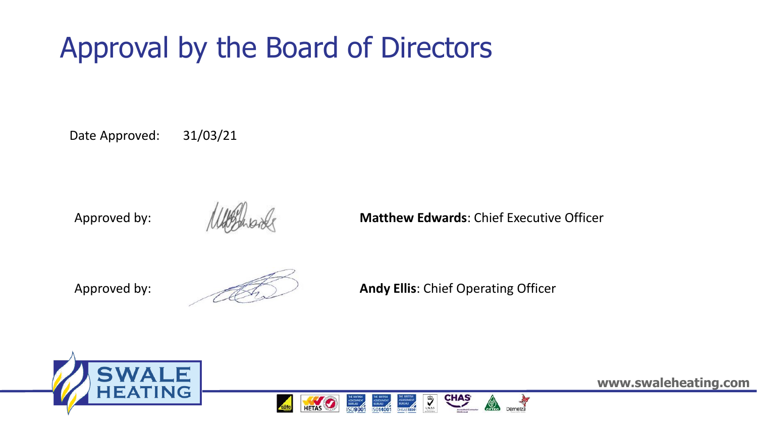# Approval by the Board of Directors

Date Approved: 31/03/21

Approved by: **Matthew Edwards**: Chief Executive Officer

Approved by: **Andy Ellis**: Chief Operating Officer

www.swaleheating.com